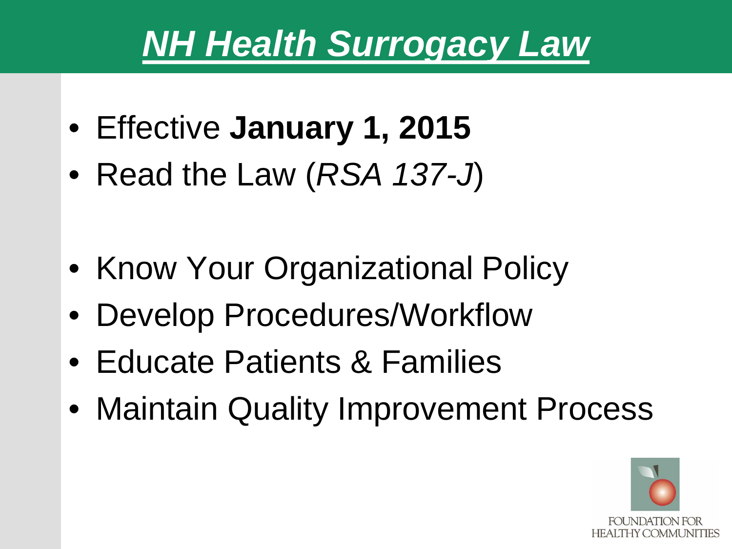# ***NH Health Surrogacy Law***

- Effective **January 1, 2015**
- Read the Law (*RSA 137-J*)

- Know Your Organizational Policy
- Develop Procedures/Workflow
- Educate Patients & Families
- Maintain Quality Improvement Process

FOUNDATION FOR HEALTHY COMMUNITIES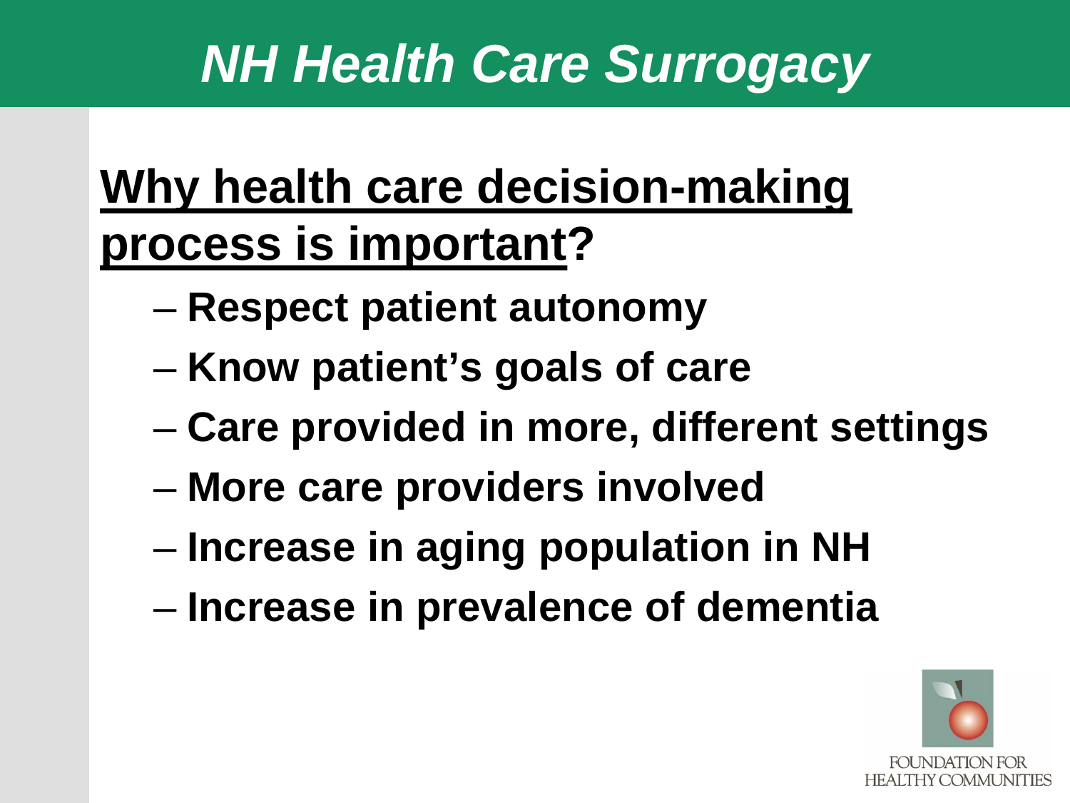# *NH Health Care Surrogacy*

## Why health care decision-making process is important?

- Respect patient autonomy
- Know patient's goals of care
- Care provided in more, different settings
- More care providers involved
- Increase in aging population in NH
- Increase in prevalence of dementia

FOUNDATION FOR HEALTHY COMMUNITIES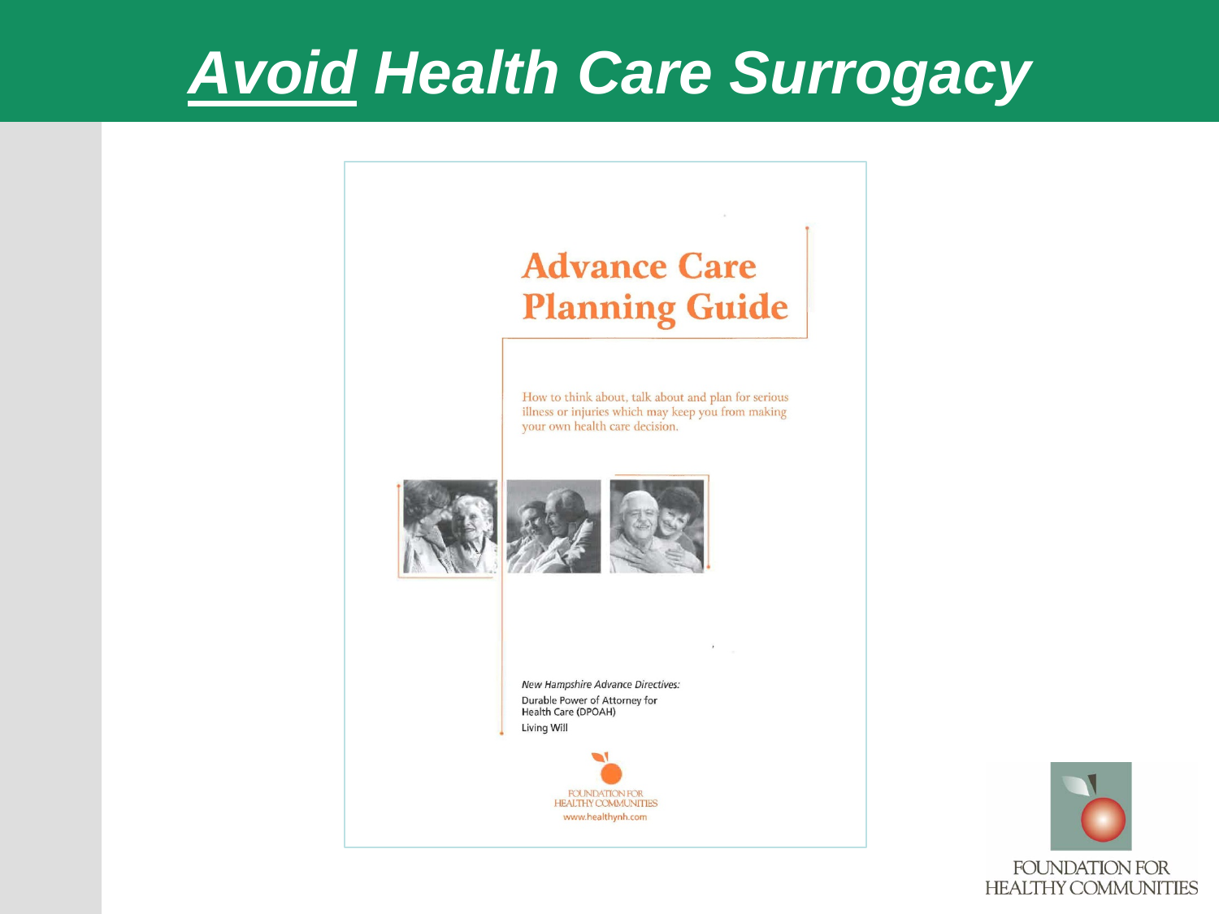# *Avoid* Health Care Surrogacy

## Advance Care Planning Guide

How to think about, talk about and plan for serious illness or injuries which may keep you from making your own health care decision.

*New Hampshire Advance Directives:*

Durable Power of Attorney for Health Care (DPOAH)

Living Will

FOUNDATION FOR HEALTHY COMMUNITIES

www.healthynh.com

FOUNDATION FOR HEALTHY COMMUNITIES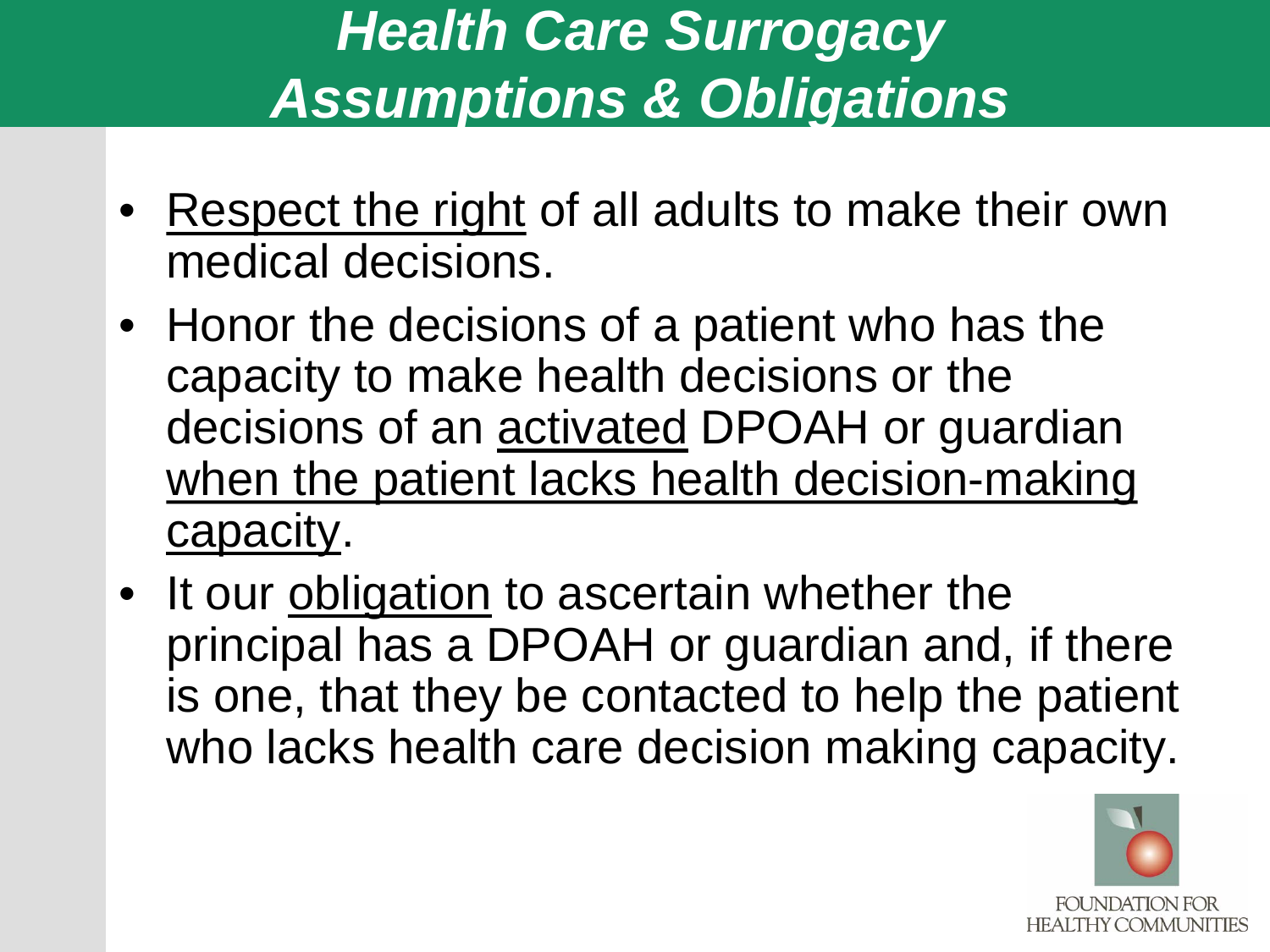# *Health Care Surrogacy Assumptions & Obligations*

- <u>Respect the right</u> of all adults to make their own medical decisions.
- Honor the decisions of a patient who has the capacity to make health decisions or the decisions of an <u>activated</u> DPOAH or guardian <u>when the patient lacks health decision-making capacity</u>.
- It our <u>obligation</u> to ascertain whether the principal has a DPOAH or guardian and, if there is one, that they be contacted to help the patient who lacks health care decision making capacity.

FOUNDATION FOR HEALTHY COMMUNITIES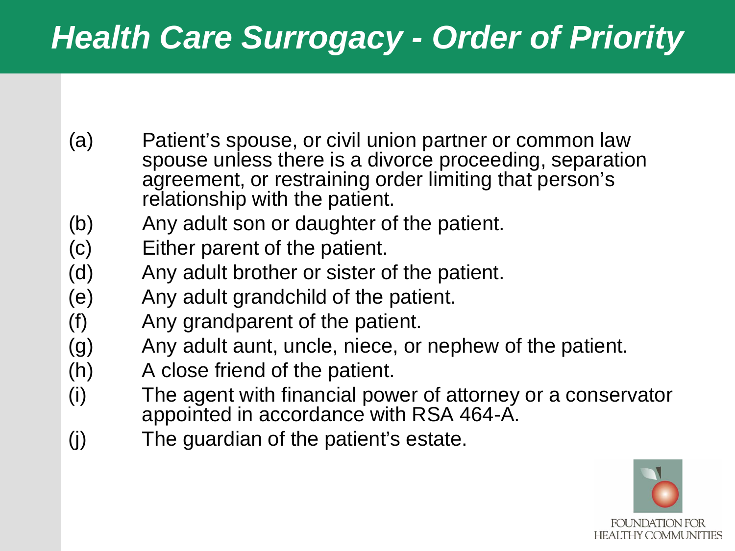# Health Care Surrogacy - Order of Priority

- (a) Patient's spouse, or civil union partner or common law spouse unless there is a divorce proceeding, separation agreement, or restraining order limiting that person's relationship with the patient.
- (b) Any adult son or daughter of the patient.
- (c) Either parent of the patient.
- (d) Any adult brother or sister of the patient.
- (e) Any adult grandchild of the patient.
- (f) Any grandparent of the patient.
- (g) Any adult aunt, uncle, niece, or nephew of the patient.
- (h) A close friend of the patient.
- (i) The agent with financial power of attorney or a conservator appointed in accordance with RSA 464-A.
- (j) The guardian of the patient's estate.

FOUNDATION FOR HEALTHY COMMUNITIES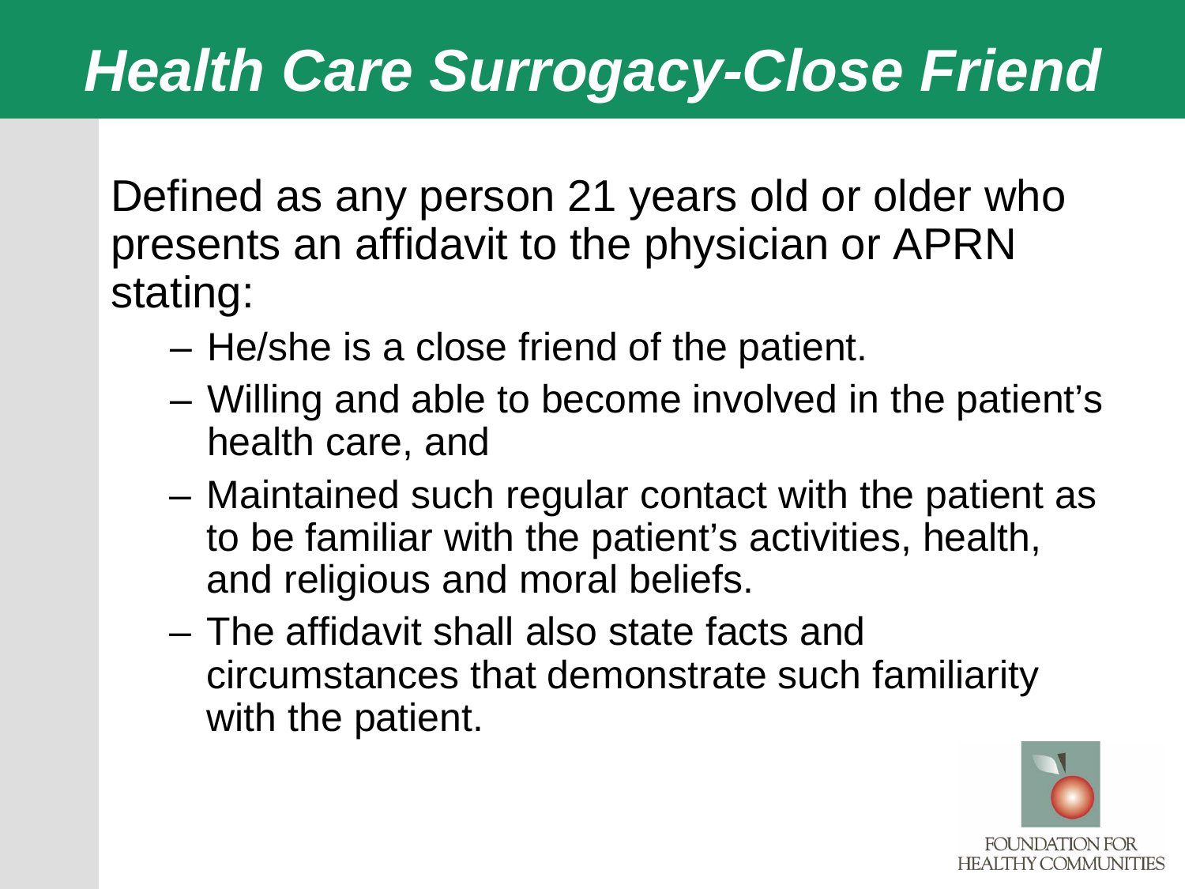# Health Care Surrogacy-Close Friend

Defined as any person 21 years old or older who presents an affidavit to the physician or APRN stating:

- He/she is a close friend of the patient.
- Willing and able to become involved in the patient's health care, and
- Maintained such regular contact with the patient as to be familiar with the patient's activities, health, and religious and moral beliefs.
- The affidavit shall also state facts and circumstances that demonstrate such familiarity with the patient.

FOUNDATION FOR HEALTHY COMMUNITIES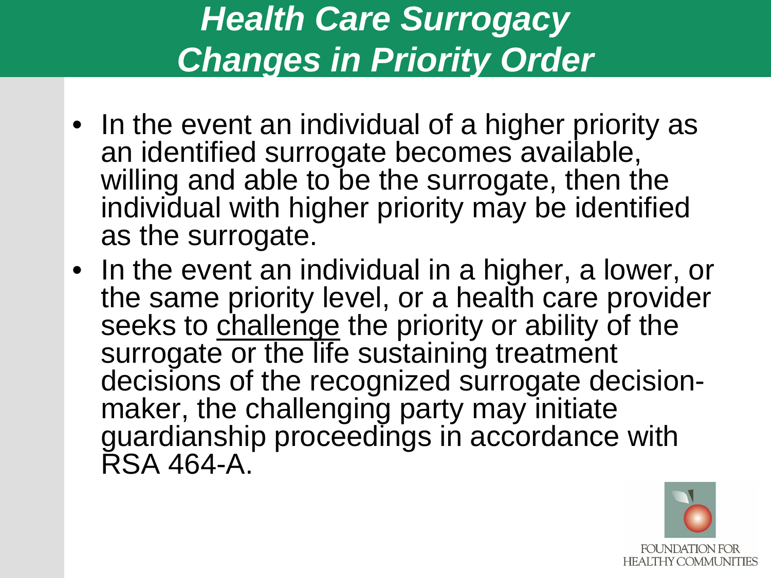# *Health Care Surrogacy Changes in Priority Order*

- In the event an individual of a higher priority as an identified surrogate becomes available, willing and able to be the surrogate, then the individual with higher priority may be identified as the surrogate.
- In the event an individual in a higher, a lower, or the same priority level, or a health care provider seeks to <u>challenge</u> the priority or ability of the surrogate or the life sustaining treatment decisions of the recognized surrogate decision-maker, the challenging party may initiate guardianship proceedings in accordance with RSA 464-A.

FOUNDATION FOR HEALTHY COMMUNITIES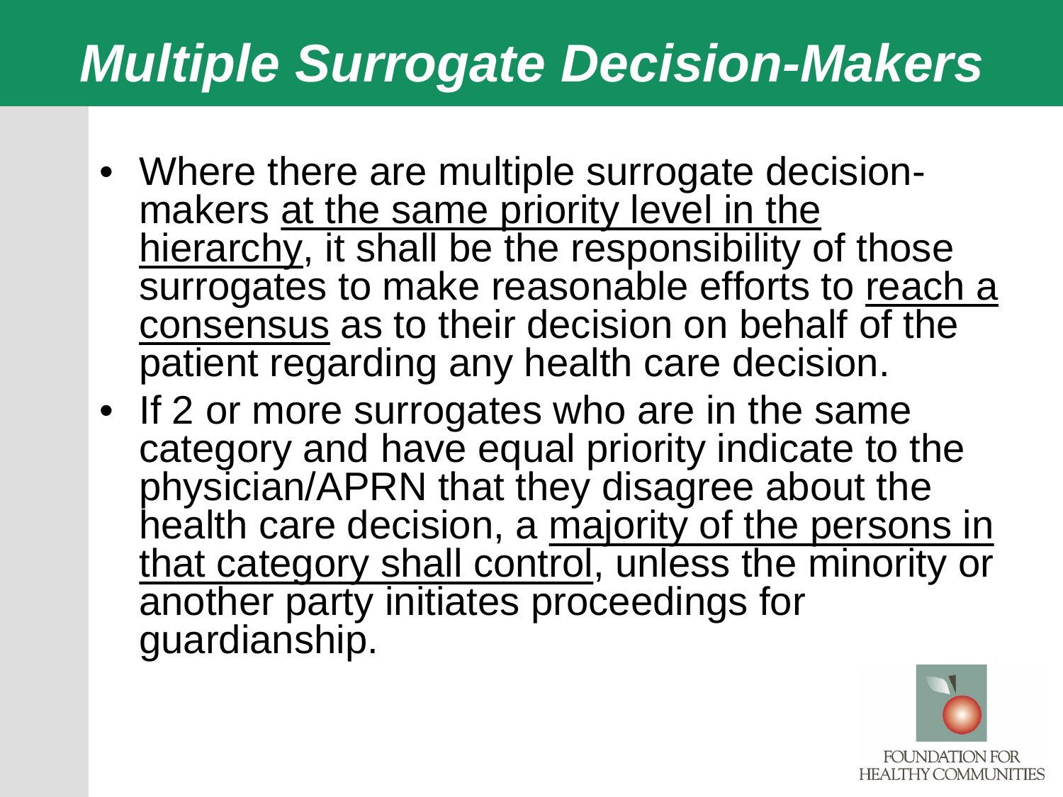# Multiple Surrogate Decision-Makers

- Where there are multiple surrogate decision-makers <u>at the same priority level in the hierarchy</u>, it shall be the responsibility of those surrogates to make reasonable efforts to <u>reach a consensus</u> as to their decision on behalf of the patient regarding any health care decision.
- If 2 or more surrogates who are in the same category and have equal priority indicate to the physician/APRN that they disagree about the health care decision, a <u>majority of the persons in that category shall control</u>, unless the minority or another party initiates proceedings for guardianship.

FOUNDATION FOR HEALTHY COMMUNITIES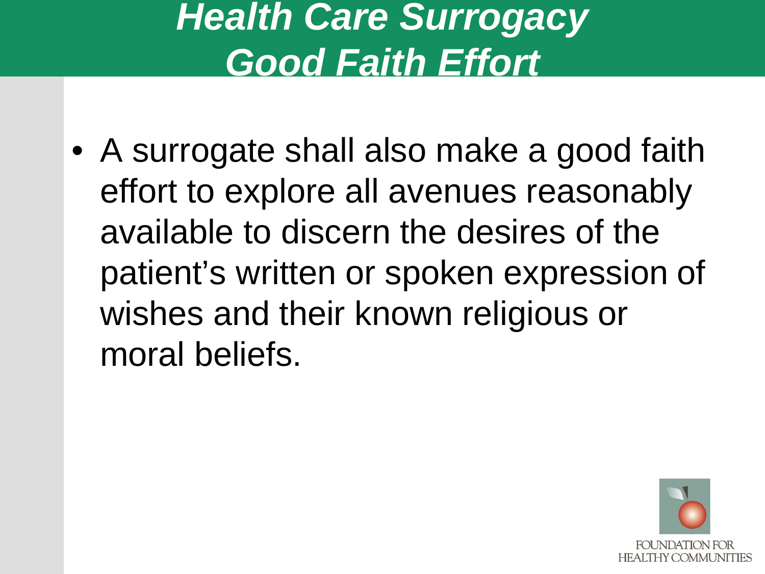# *Health Care Surrogacy*
# *Good Faith Effort*

- A surrogate shall also make a good faith effort to explore all avenues reasonably available to discern the desires of the patient's written or spoken expression of wishes and their known religious or moral beliefs.

FOUNDATION FOR HEALTHY COMMUNITIES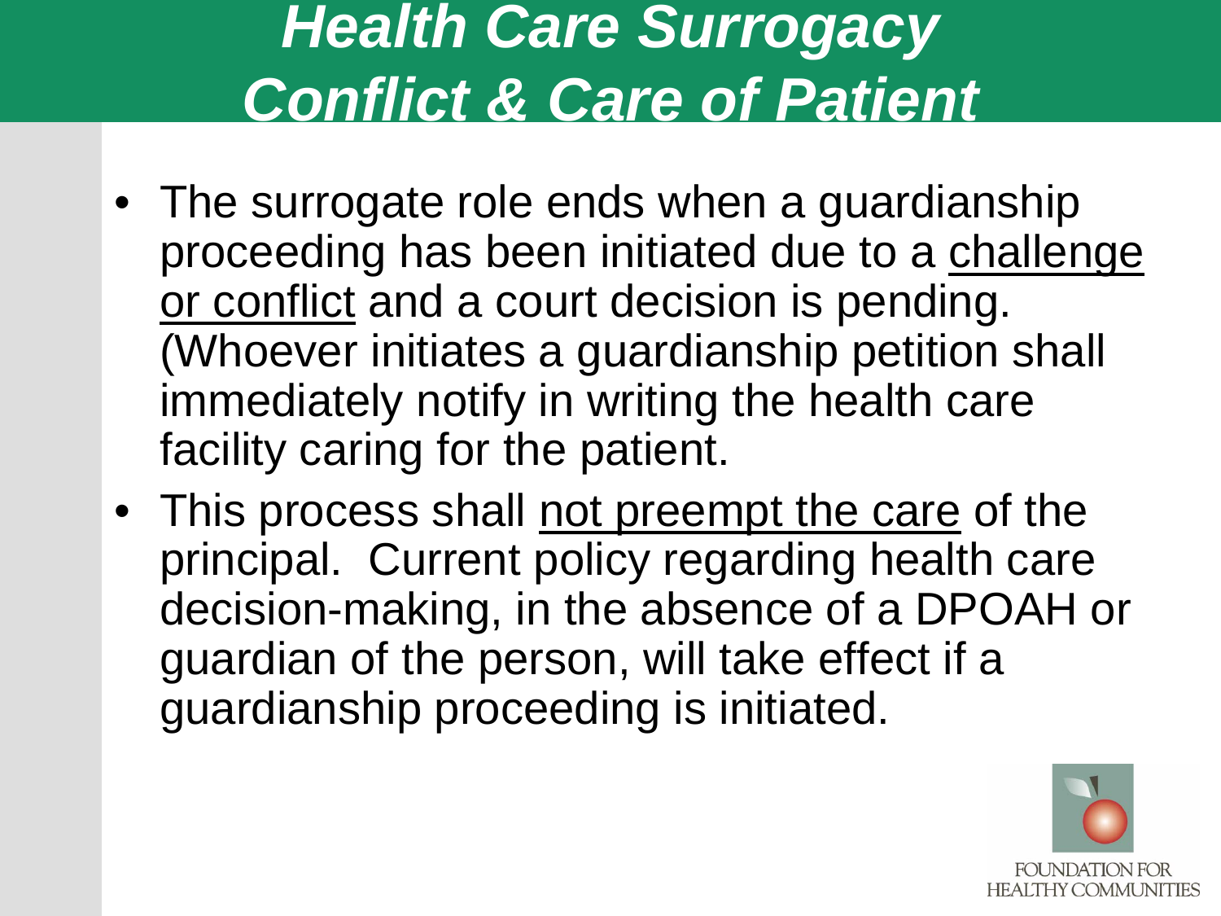# *Health Care Surrogacy Conflict & Care of Patient*

- The surrogate role ends when a guardianship proceeding has been initiated due to a challenge or conflict and a court decision is pending. (Whoever initiates a guardianship petition shall immediately notify in writing the health care facility caring for the patient.
- This process shall not preempt the care of the principal. Current policy regarding health care decision-making, in the absence of a DPOAH or guardian of the person, will take effect if a guardianship proceeding is initiated.

FOUNDATION FOR HEALTHY COMMUNITIES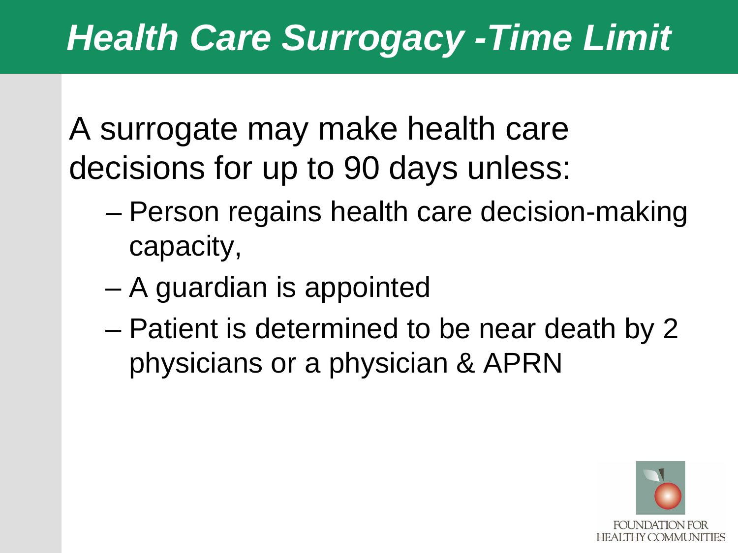# *Health Care Surrogacy -Time Limit*

A surrogate may make health care decisions for up to 90 days unless:

- Person regains health care decision-making capacity,
- A guardian is appointed
- Patient is determined to be near death by 2 physicians or a physician & APRN

FOUNDATION FOR HEALTHY COMMUNITIES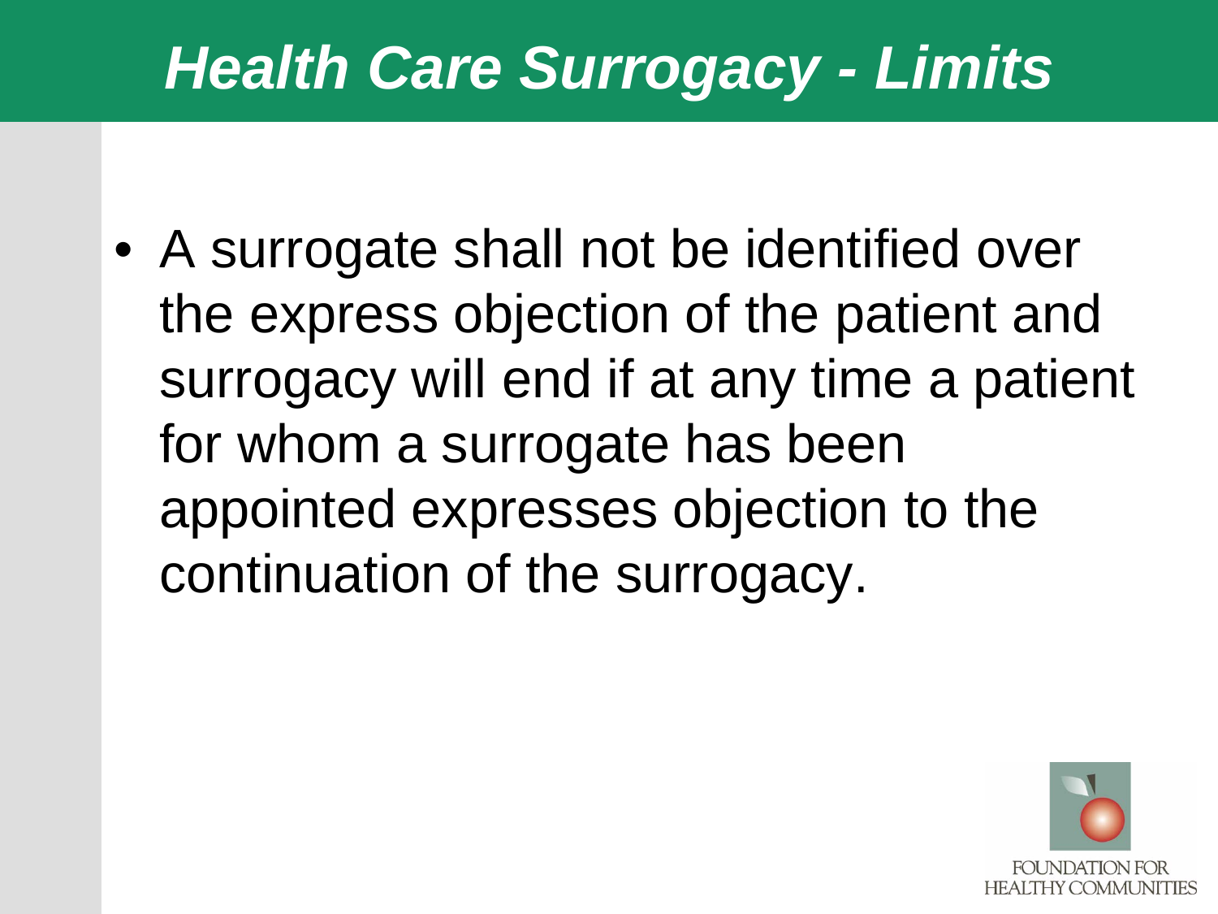# *Health Care Surrogacy - Limits*

- A surrogate shall not be identified over the express objection of the patient and surrogacy will end if at any time a patient for whom a surrogate has been appointed expresses objection to the continuation of the surrogacy.

FOUNDATION FOR HEALTHY COMMUNITIES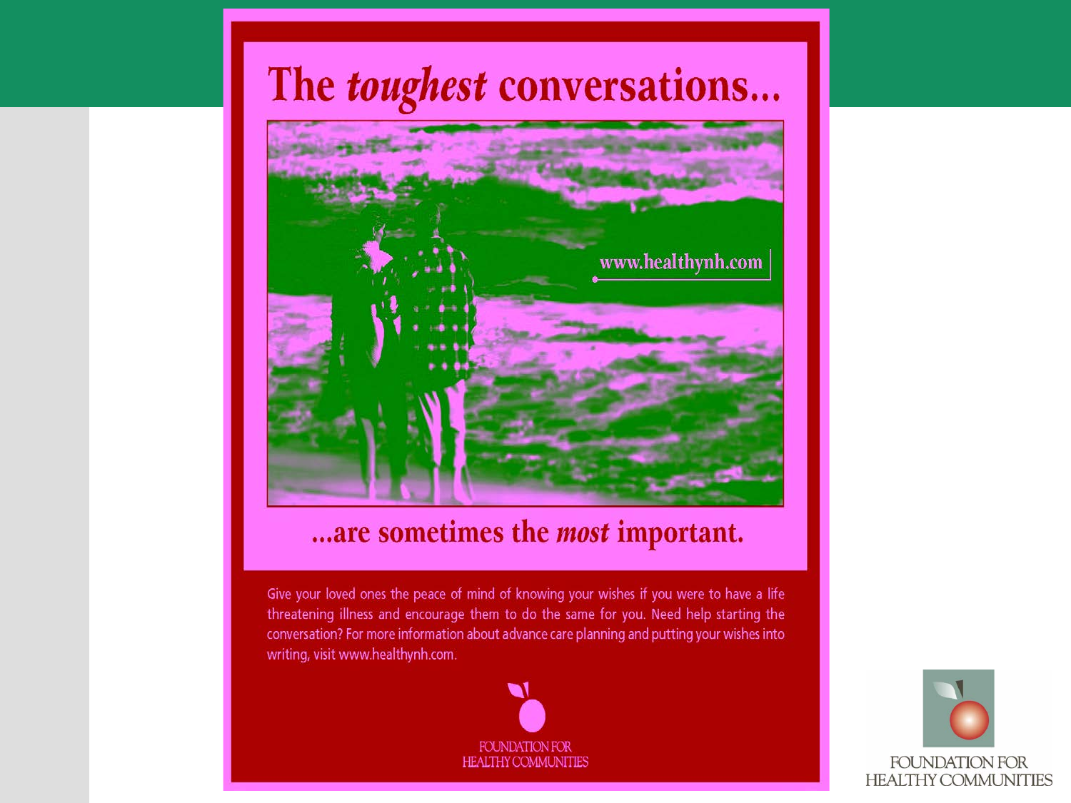# The *toughest* conversations...

www.healthynh.com

## ...are sometimes the *most* important.

Give your loved ones the peace of mind of knowing your wishes if you were to have a life threatening illness and encourage them to do the same for you. Need help starting the conversation? For more information about advance care planning and putting your wishes into writing, visit www.healthynh.com.

FOUNDATION FOR HEALTHY COMMUNITIES

FOUNDATION FOR HEALTHY COMMUNITIES